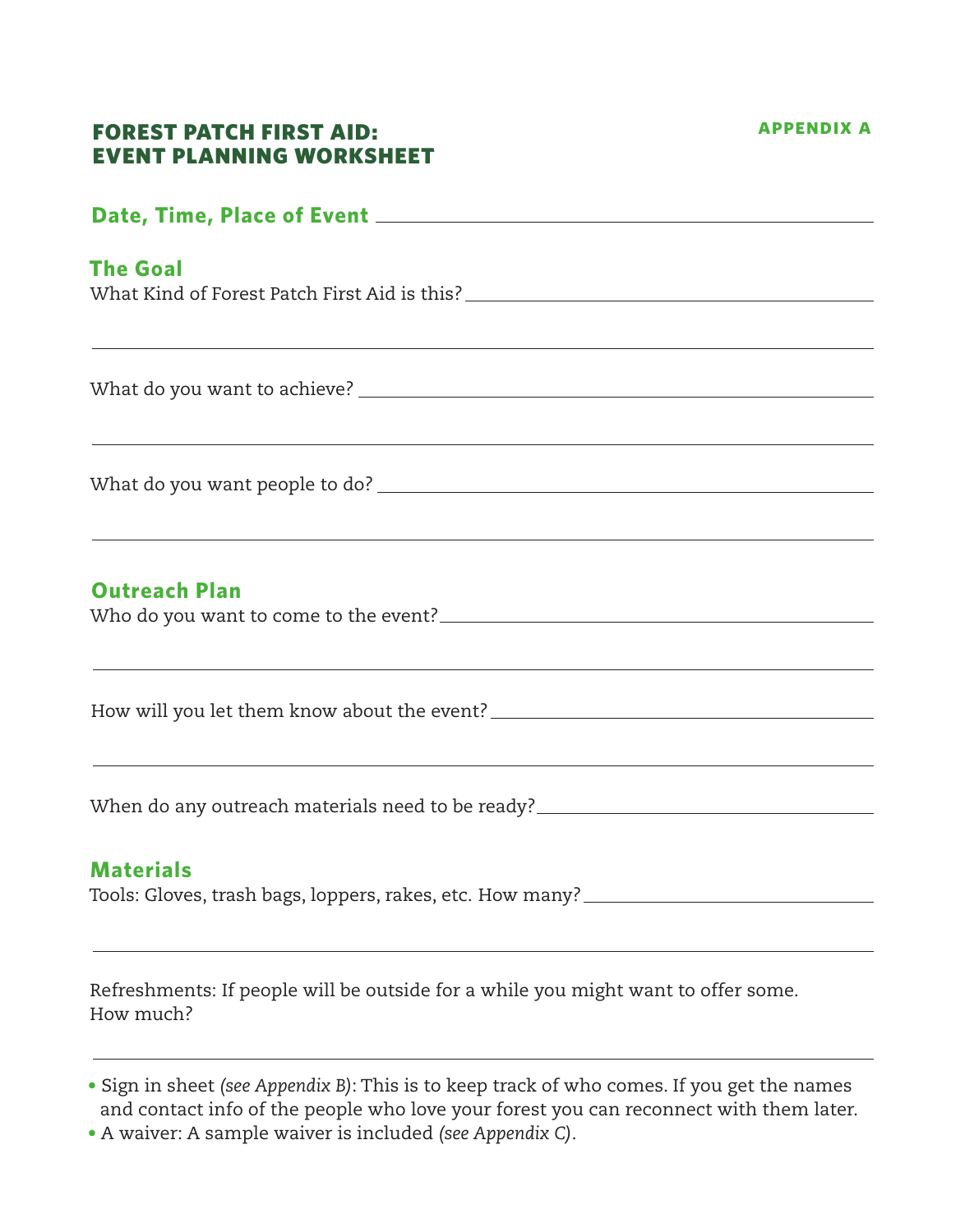# FOREST PATCH FIRST AID: EVENT PLANNING WORKSHEET

**APPENDIX A**

## Date, Time, Place of Event ____________________

## The Goal

What Kind of Forest Patch First Aid is this? ____________________

____________________

What do you want to achieve? ____________________

____________________

What do you want people to do? ____________________

____________________

## Outreach Plan

Who do you want to come to the event? ____________________

____________________

How will you let them know about the event? ____________________

____________________

When do any outreach materials need to be ready? ____________________

## Materials

Tools: Gloves, trash bags, loppers, rakes, etc. How many? ____________________

____________________

Refreshments: If people will be outside for a while you might want to offer some. How much?

____________________

- Sign in sheet *(see Appendix B)*: This is to keep track of who comes. If you get the names and contact info of the people who love your forest you can reconnect with them later.
- A waiver: A sample waiver is included *(see Appendix C)*.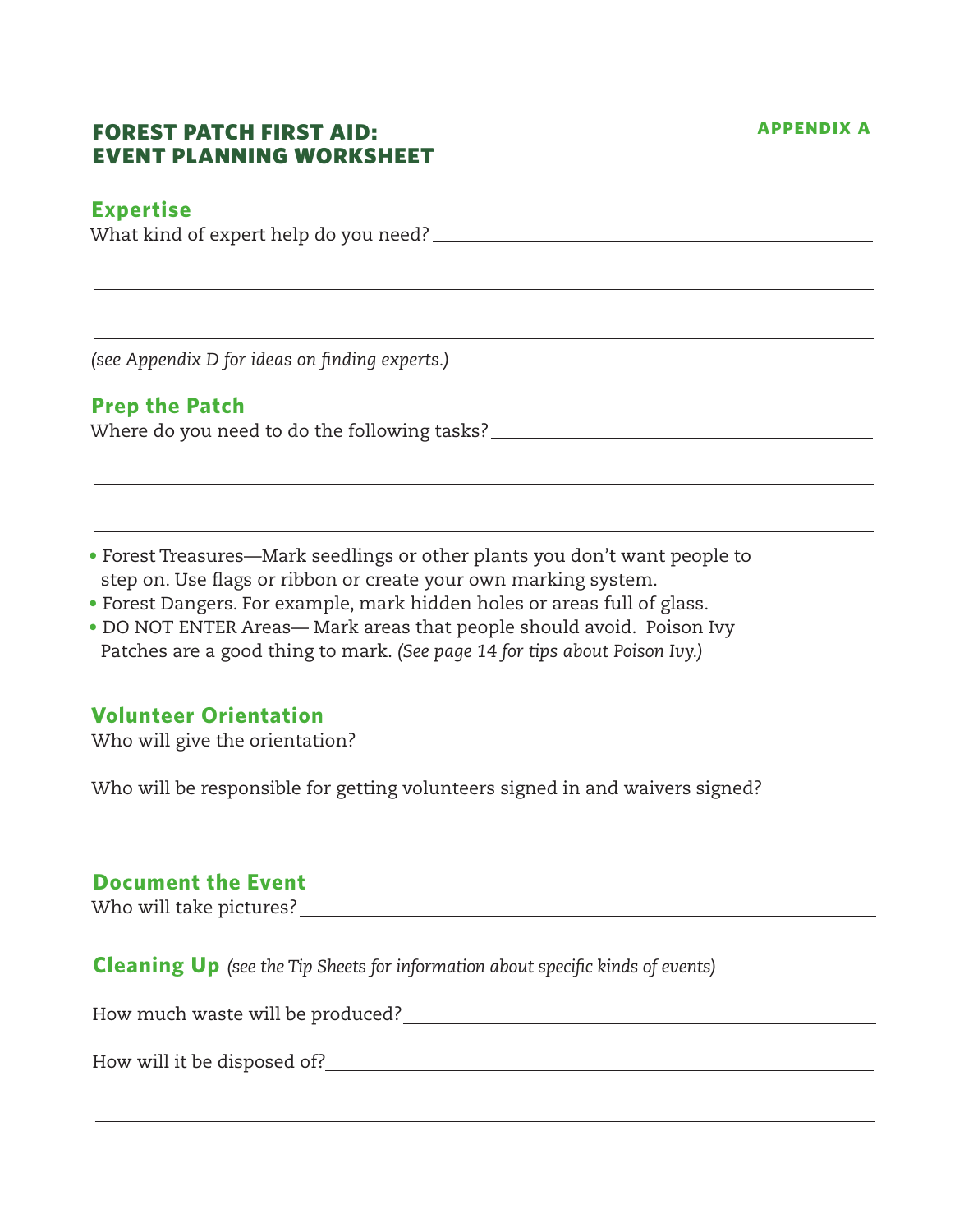## FOREST PATCH FIRST AID: EVENT PLANNING WORKSHEET

**APPENDIX A**

### Expertise

What kind of expert help do you need? ______________________________

______________________________________________________________

______________________________________________________________

*(see Appendix D for ideas on finding experts.)*

### Prep the Patch

Where do you need to do the following tasks? ______________________________

______________________________________________________________

______________________________________________________________

- Forest Treasures—Mark seedlings or other plants you don't want people to step on. Use flags or ribbon or create your own marking system.
- Forest Dangers. For example, mark hidden holes or areas full of glass.
- DO NOT ENTER Areas— Mark areas that people should avoid. Poison Ivy Patches are a good thing to mark. *(See page 14 for tips about Poison Ivy.)*

### Volunteer Orientation

Who will give the orientation? ______________________________

Who will be responsible for getting volunteers signed in and waivers signed?

______________________________________________________________

### Document the Event

Who will take pictures? ______________________________

### Cleaning Up *(see the Tip Sheets for information about specific kinds of events)*

How much waste will be produced? ______________________________

How will it be disposed of? ______________________________

______________________________________________________________